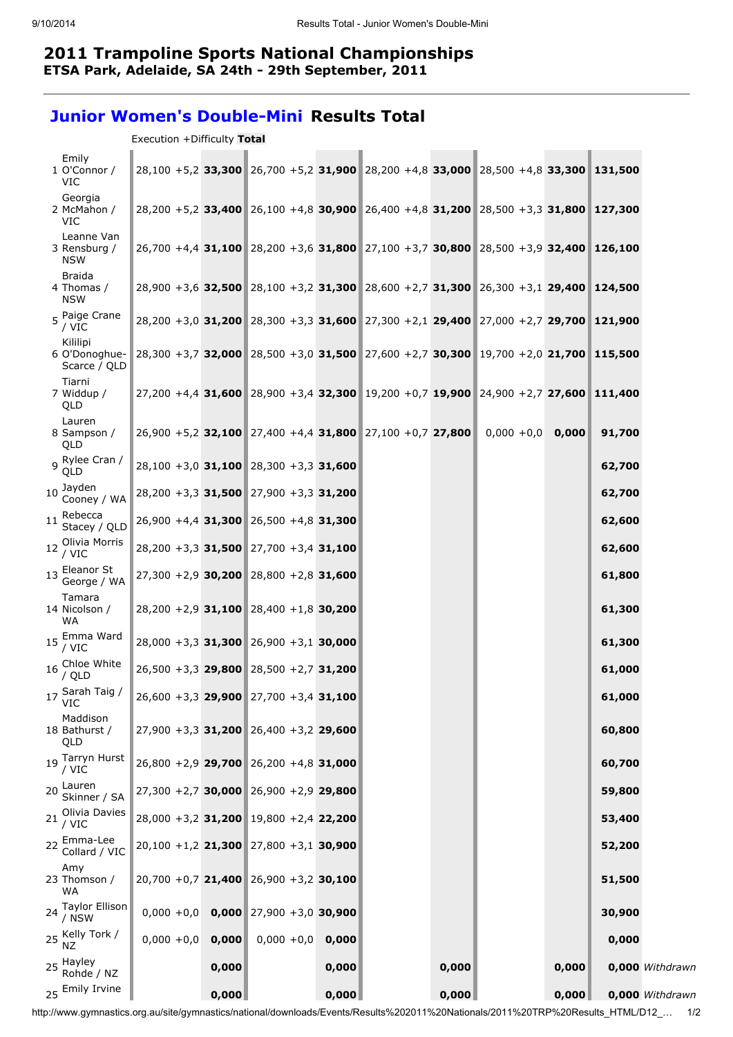# 2011 Trampoline Sports National Championships

**ETSA Park, Adelaide, SA 24th - 29th September, 2011**

## Junior Women's Double-Mini Results Total

| | Name | Execution +Difficulty | **Total** | | | | | | | Total | |
|---|---|---|---|---|---|---|---|---|---|---|---|
| 1 | Emily O'Connor / VIC | 28,100 +5,2 | **33,300** | 26,700 +5,2 | **31,900** | 28,200 +4,8 | **33,000** | 28,500 +4,8 | **33,300** | **131,500** | |
| 2 | Georgia McMahon / VIC | 28,200 +5,2 | **33,400** | 26,100 +4,8 | **30,900** | 26,400 +4,8 | **31,200** | 28,500 +3,3 | **31,800** | **127,300** | |
| 3 | Leanne Van Rensburg / NSW | 26,700 +4,4 | **31,100** | 28,200 +3,6 | **31,800** | 27,100 +3,7 | **30,800** | 28,500 +3,9 | **32,400** | **126,100** | |
| 4 | Braida Thomas / NSW | 28,900 +3,6 | **32,500** | 28,100 +3,2 | **31,300** | 28,600 +2,7 | **31,300** | 26,300 +3,1 | **29,400** | **124,500** | |
| 5 | Paige Crane / VIC | 28,200 +3,0 | **31,200** | 28,300 +3,3 | **31,600** | 27,300 +2,1 | **29,400** | 27,000 +2,7 | **29,700** | **121,900** | |
| 6 | Kililipi O'Donoghue-Scarce / QLD | 28,300 +3,7 | **32,000** | 28,500 +3,0 | **31,500** | 27,600 +2,7 | **30,300** | 19,700 +2,0 | **21,700** | **115,500** | |
| 7 | Tiarni Widdup / QLD | 27,200 +4,4 | **31,600** | 28,900 +3,4 | **32,300** | 19,200 +0,7 | **19,900** | 24,900 +2,7 | **27,600** | **111,400** | |
| 8 | Lauren Sampson / QLD | 26,900 +5,2 | **32,100** | 27,400 +4,4 | **31,800** | 27,100 +0,7 | **27,800** | 0,000 +0,0 | **0,000** | **91,700** | |
| 9 | Rylee Cran / QLD | 28,100 +3,0 | **31,100** | 28,300 +3,3 | **31,600** | | | | | **62,700** | |
| 10 | Jayden Cooney / WA | 28,200 +3,3 | **31,500** | 27,900 +3,3 | **31,200** | | | | | **62,700** | |
| 11 | Rebecca Stacey / QLD | 26,900 +4,4 | **31,300** | 26,500 +4,8 | **31,300** | | | | | **62,600** | |
| 12 | Olivia Morris / VIC | 28,200 +3,3 | **31,500** | 27,700 +3,4 | **31,100** | | | | | **62,600** | |
| 13 | Eleanor St George / WA | 27,300 +2,9 | **30,200** | 28,800 +2,8 | **31,600** | | | | | **61,800** | |
| 14 | Tamara Nicolson / WA | 28,200 +2,9 | **31,100** | 28,400 +1,8 | **30,200** | | | | | **61,300** | |
| 15 | Emma Ward / VIC | 28,000 +3,3 | **31,300** | 26,900 +3,1 | **30,000** | | | | | **61,300** | |
| 16 | Chloe White / QLD | 26,500 +3,3 | **29,800** | 28,500 +2,7 | **31,200** | | | | | **61,000** | |
| 17 | Sarah Taig / VIC | 26,600 +3,3 | **29,900** | 27,700 +3,4 | **31,100** | | | | | **61,000** | |
| 18 | Maddison Bathurst / QLD | 27,900 +3,3 | **31,200** | 26,400 +3,2 | **29,600** | | | | | **60,800** | |
| 19 | Tarryn Hurst / VIC | 26,800 +2,9 | **29,700** | 26,200 +4,8 | **31,000** | | | | | **60,700** | |
| 20 | Lauren Skinner / SA | 27,300 +2,7 | **30,000** | 26,900 +2,9 | **29,800** | | | | | **59,800** | |
| 21 | Olivia Davies / VIC | 28,000 +3,2 | **31,200** | 19,800 +2,4 | **22,200** | | | | | **53,400** | |
| 22 | Emma-Lee Collard / VIC | 20,100 +1,2 | **21,300** | 27,800 +3,1 | **30,900** | | | | | **52,200** | |
| 23 | Amy Thomson / WA | 20,700 +0,7 | **21,400** | 26,900 +3,2 | **30,100** | | | | | **51,500** | |
| 24 | Taylor Ellison / NSW | 0,000 +0,0 | **0,000** | 27,900 +3,0 | **30,900** | | | | | **30,900** | |
| 25 | Kelly Tork / NZ | 0,000 +0,0 | **0,000** | 0,000 +0,0 | **0,000** | | | | | **0,000** | |
| 25 | Hayley Rohde / NZ | | **0,000** | | **0,000** | | **0,000** | | **0,000** | **0,000** | *Withdrawn* |
| 25 | Emily Irvine | | **0,000** | | **0,000** | | **0,000** | | **0,000** | **0,000** | *Withdrawn* |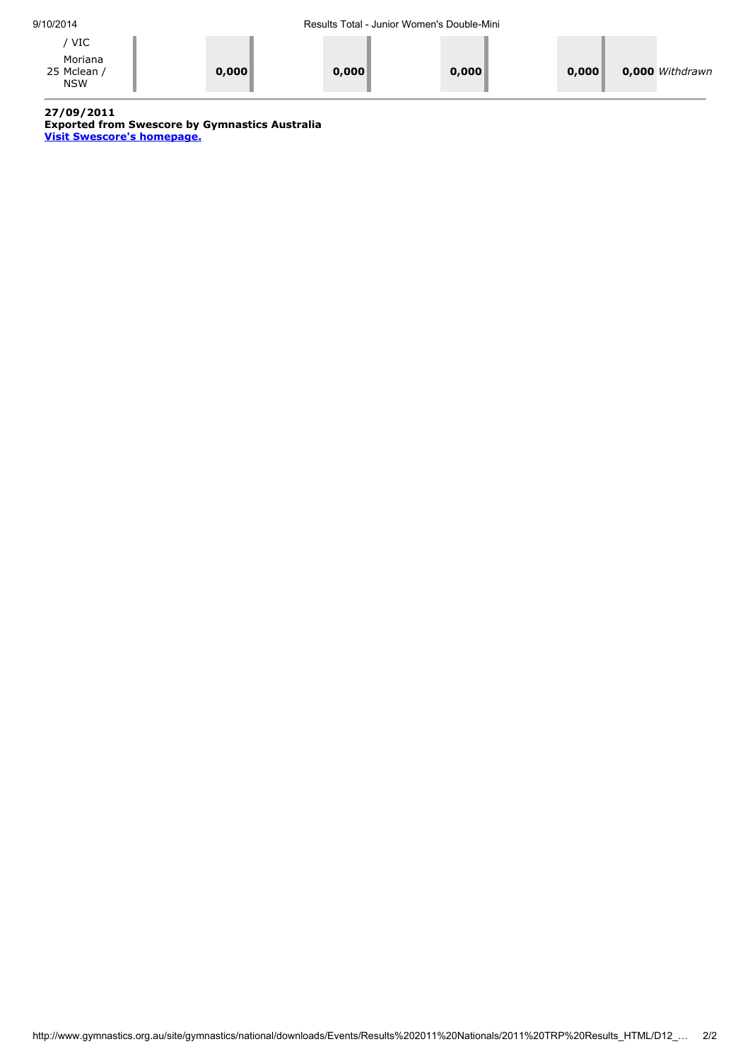| | | | | | | |
|---|---|---|---|---|---|---|
| / VIC | | | | | | |
| 25 | Moriana Mclean / NSW | 0,000 | 0,000 | 0,000 | 0,000 | **0,000** *Withdrawn* |

**27/09/2011**
**Exported from Swescore by Gymnastics Australia**
**Visit Swescore's homepage.**